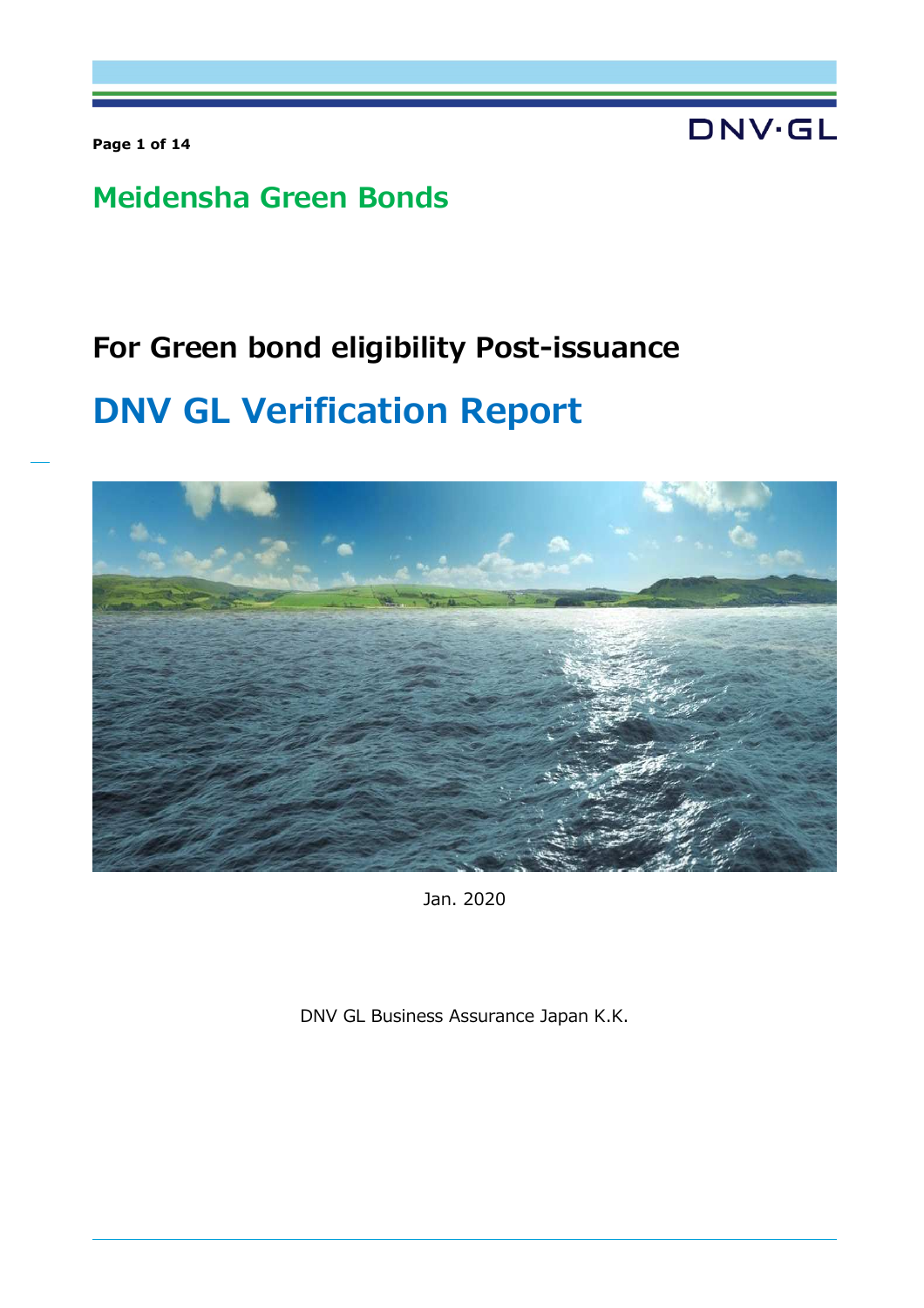# Meidensha Green Bonds

## For Green bond eligibility Post-issuance

# DNV GL Verification Report

Jan. 2020

DNV GL Business Assurance Japan K.K.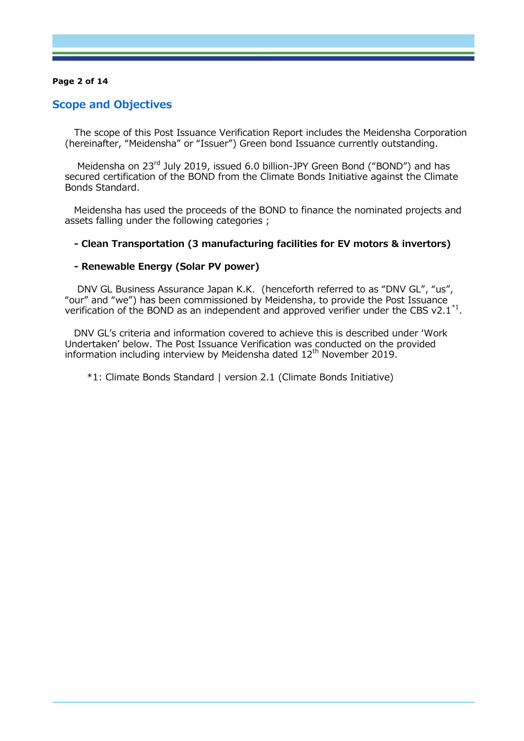## Scope and Objectives

The scope of this Post Issuance Verification Report includes the Meidensha Corporation (hereinafter, "Meidensha" or "Issuer") Green bond Issuance currently outstanding.

Meidensha on 23rd July 2019, issued 6.0 billion-JPY Green Bond ("BOND") and has secured certification of the BOND from the Climate Bonds Initiative against the Climate Bonds Standard.

Meidensha has used the proceeds of the BOND to finance the nominated projects and assets falling under the following categories ;

- **Clean Transportation (3 manufacturing facilities for EV motors & invertors)**
- **Renewable Energy (Solar PV power)**

DNV GL Business Assurance Japan K.K. (henceforth referred to as "DNV GL", "us", "our" and "we") has been commissioned by Meidensha, to provide the Post Issuance verification of the BOND as an independent and approved verifier under the CBS v2.1[*1].

DNV GL's criteria and information covered to achieve this is described under 'Work Undertaken' below. The Post Issuance Verification was conducted on the provided information including interview by Meidensha dated 12th November 2019.

*1: Climate Bonds Standard | version 2.1 (Climate Bonds Initiative)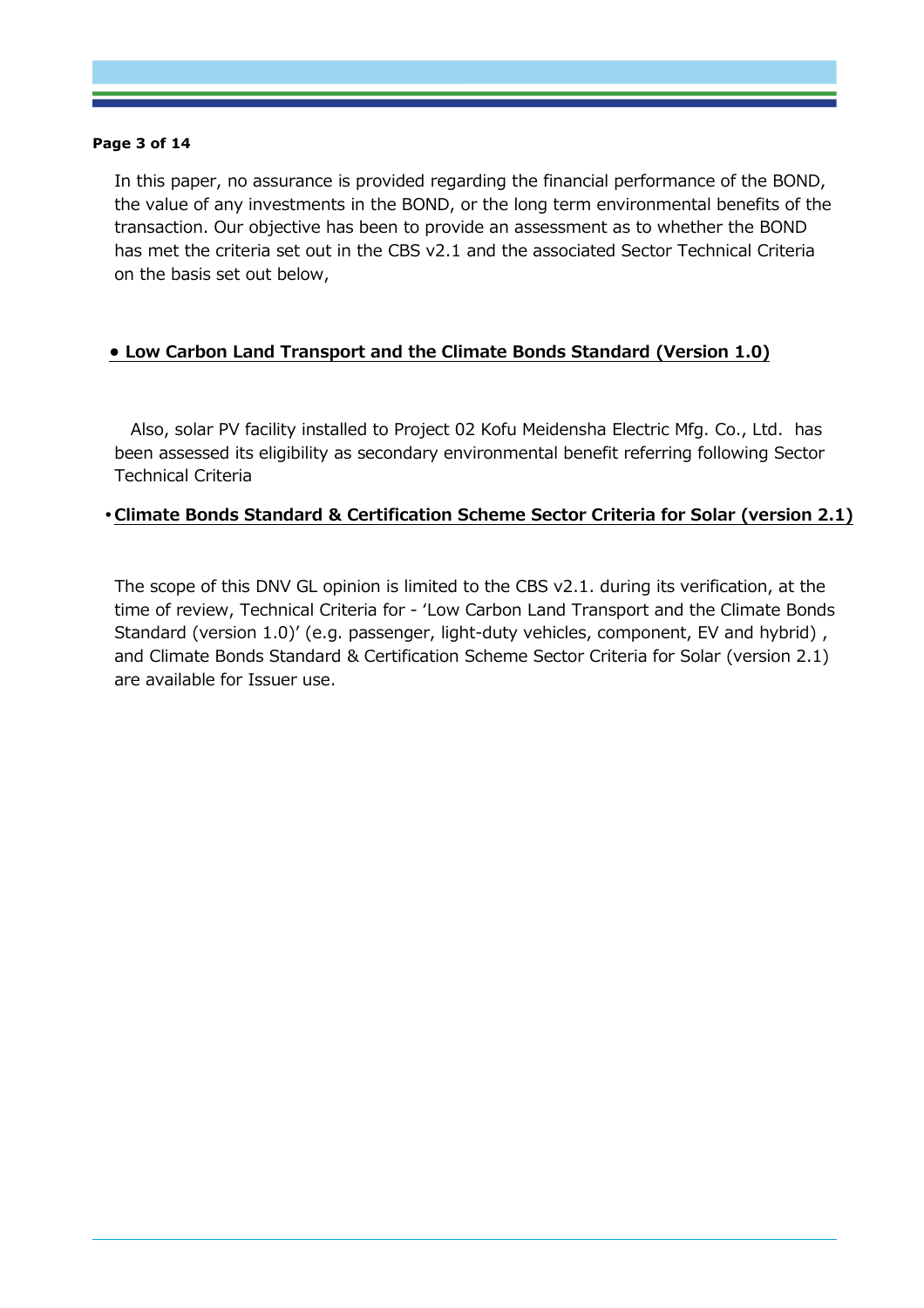In this paper, no assurance is provided regarding the financial performance of the BOND, the value of any investments in the BOND, or the long term environmental benefits of the transaction. Our objective has been to provide an assessment as to whether the BOND has met the criteria set out in the CBS v2.1 and the associated Sector Technical Criteria on the basis set out below,

- **Low Carbon Land Transport and the Climate Bonds Standard (Version 1.0)**

Also, solar PV facility installed to Project 02 Kofu Meidensha Electric Mfg. Co., Ltd. has been assessed its eligibility as secondary environmental benefit referring following Sector Technical Criteria

- **Climate Bonds Standard & Certification Scheme Sector Criteria for Solar (version 2.1)**

The scope of this DNV GL opinion is limited to the CBS v2.1. during its verification, at the time of review, Technical Criteria for - 'Low Carbon Land Transport and the Climate Bonds Standard (version 1.0)' (e.g. passenger, light-duty vehicles, component, EV and hybrid) , and Climate Bonds Standard & Certification Scheme Sector Criteria for Solar (version 2.1) are available for Issuer use.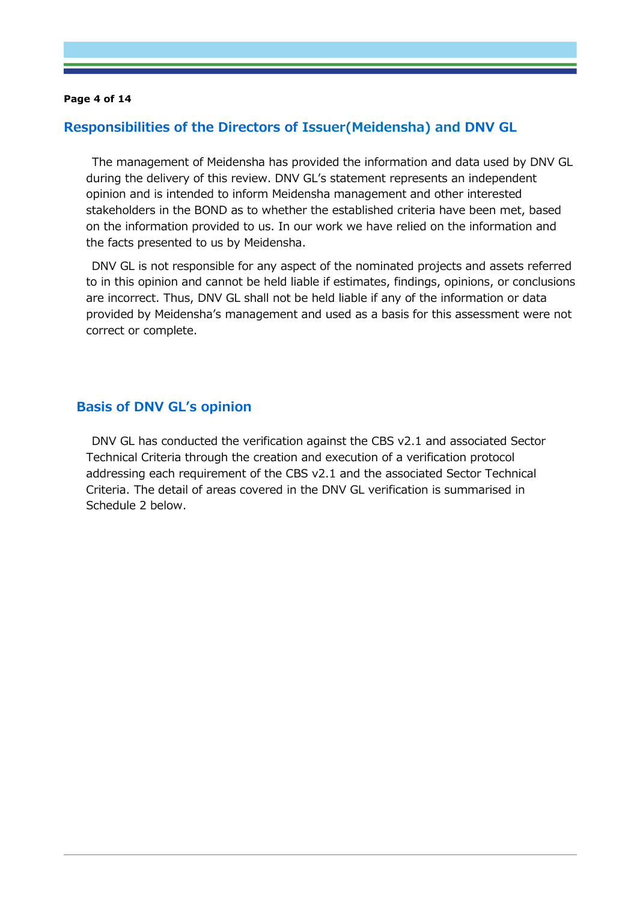## Responsibilities of the Directors of Issuer(Meidensha) and DNV GL

The management of Meidensha has provided the information and data used by DNV GL during the delivery of this review. DNV GL's statement represents an independent opinion and is intended to inform Meidensha management and other interested stakeholders in the BOND as to whether the established criteria have been met, based on the information provided to us. In our work we have relied on the information and the facts presented to us by Meidensha.

DNV GL is not responsible for any aspect of the nominated projects and assets referred to in this opinion and cannot be held liable if estimates, findings, opinions, or conclusions are incorrect. Thus, DNV GL shall not be held liable if any of the information or data provided by Meidensha's management and used as a basis for this assessment were not correct or complete.

## Basis of DNV GL's opinion

DNV GL has conducted the verification against the CBS v2.1 and associated Sector Technical Criteria through the creation and execution of a verification protocol addressing each requirement of the CBS v2.1 and the associated Sector Technical Criteria. The detail of areas covered in the DNV GL verification is summarised in Schedule 2 below.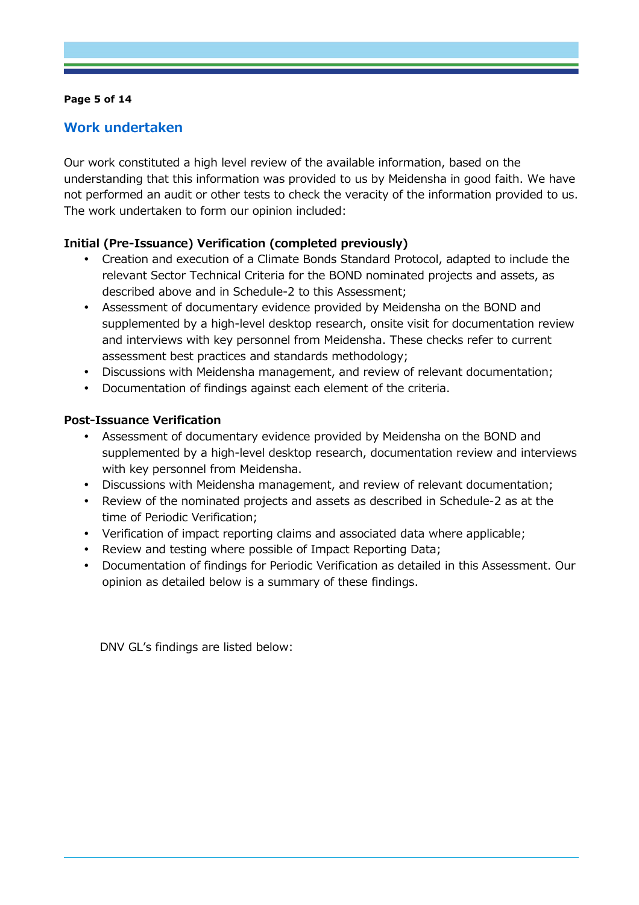## Work undertaken

Our work constituted a high level review of the available information, based on the understanding that this information was provided to us by Meidensha in good faith. We have not performed an audit or other tests to check the veracity of the information provided to us. The work undertaken to form our opinion included:

**Initial (Pre-Issuance) Verification (completed previously)**

- Creation and execution of a Climate Bonds Standard Protocol, adapted to include the relevant Sector Technical Criteria for the BOND nominated projects and assets, as described above and in Schedule-2 to this Assessment;
- Assessment of documentary evidence provided by Meidensha on the BOND and supplemented by a high-level desktop research, onsite visit for documentation review and interviews with key personnel from Meidensha. These checks refer to current assessment best practices and standards methodology;
- Discussions with Meidensha management, and review of relevant documentation;
- Documentation of findings against each element of the criteria.

**Post-Issuance Verification**

- Assessment of documentary evidence provided by Meidensha on the BOND and supplemented by a high-level desktop research, documentation review and interviews with key personnel from Meidensha.
- Discussions with Meidensha management, and review of relevant documentation;
- Review of the nominated projects and assets as described in Schedule-2 as at the time of Periodic Verification;
- Verification of impact reporting claims and associated data where applicable;
- Review and testing where possible of Impact Reporting Data;
- Documentation of findings for Periodic Verification as detailed in this Assessment. Our opinion as detailed below is a summary of these findings.

DNV GL's findings are listed below: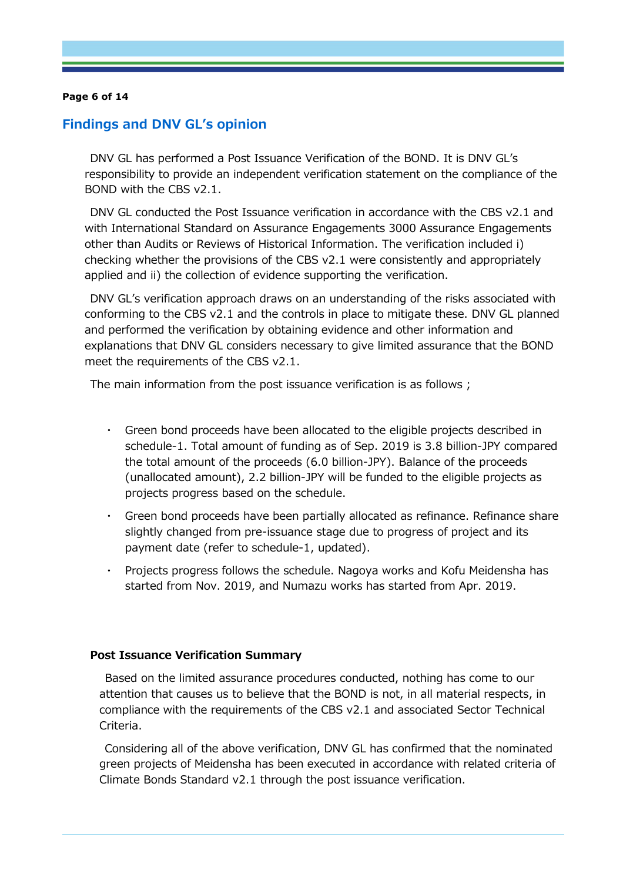## Findings and DNV GL's opinion

DNV GL has performed a Post Issuance Verification of the BOND. It is DNV GL's responsibility to provide an independent verification statement on the compliance of the BOND with the CBS v2.1.

DNV GL conducted the Post Issuance verification in accordance with the CBS v2.1 and with International Standard on Assurance Engagements 3000 Assurance Engagements other than Audits or Reviews of Historical Information. The verification included i) checking whether the provisions of the CBS v2.1 were consistently and appropriately applied and ii) the collection of evidence supporting the verification.

DNV GL's verification approach draws on an understanding of the risks associated with conforming to the CBS v2.1 and the controls in place to mitigate these. DNV GL planned and performed the verification by obtaining evidence and other information and explanations that DNV GL considers necessary to give limited assurance that the BOND meet the requirements of the CBS v2.1.

The main information from the post issuance verification is as follows ;

- Green bond proceeds have been allocated to the eligible projects described in schedule-1. Total amount of funding as of Sep. 2019 is 3.8 billion-JPY compared the total amount of the proceeds (6.0 billion-JPY). Balance of the proceeds (unallocated amount), 2.2 billion-JPY will be funded to the eligible projects as projects progress based on the schedule.
- Green bond proceeds have been partially allocated as refinance. Refinance share slightly changed from pre-issuance stage due to progress of project and its payment date (refer to schedule-1, updated).
- Projects progress follows the schedule. Nagoya works and Kofu Meidensha has started from Nov. 2019, and Numazu works has started from Apr. 2019.

### Post Issuance Verification Summary

Based on the limited assurance procedures conducted, nothing has come to our attention that causes us to believe that the BOND is not, in all material respects, in compliance with the requirements of the CBS v2.1 and associated Sector Technical Criteria.

Considering all of the above verification, DNV GL has confirmed that the nominated green projects of Meidensha has been executed in accordance with related criteria of Climate Bonds Standard v2.1 through the post issuance verification.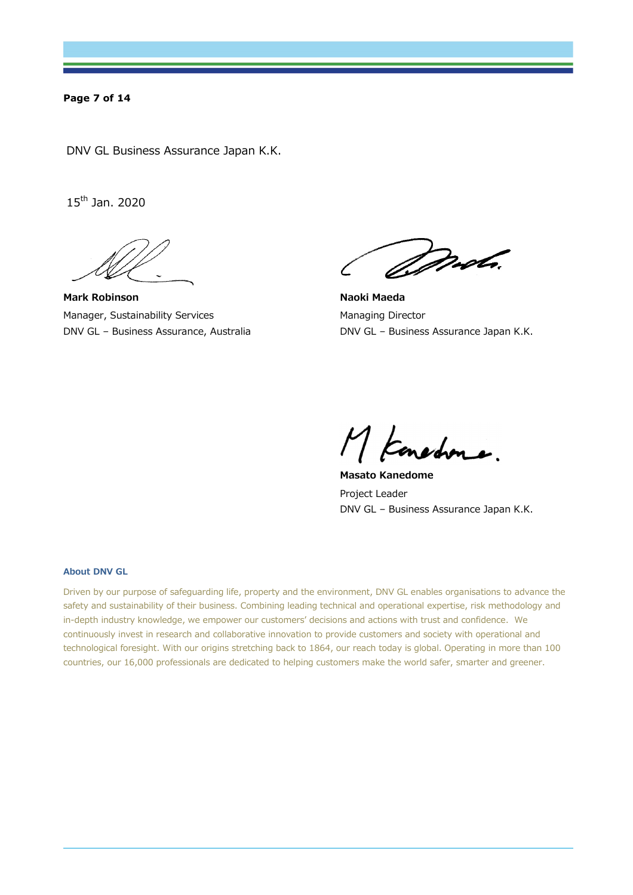DNV GL Business Assurance Japan K.K.

15th Jan. 2020

**Mark Robinson**
Manager, Sustainability Services
DNV GL – Business Assurance, Australia

**Naoki Maeda**
Managing Director
DNV GL – Business Assurance Japan K.K.

**Masato Kanedome**
Project Leader
DNV GL – Business Assurance Japan K.K.

**About DNV GL**

Driven by our purpose of safeguarding life, property and the environment, DNV GL enables organisations to advance the safety and sustainability of their business. Combining leading technical and operational expertise, risk methodology and in-depth industry knowledge, we empower our customers' decisions and actions with trust and confidence. We continuously invest in research and collaborative innovation to provide customers and society with operational and technological foresight. With our origins stretching back to 1864, our reach today is global. Operating in more than 100 countries, our 16,000 professionals are dedicated to helping customers make the world safer, smarter and greener.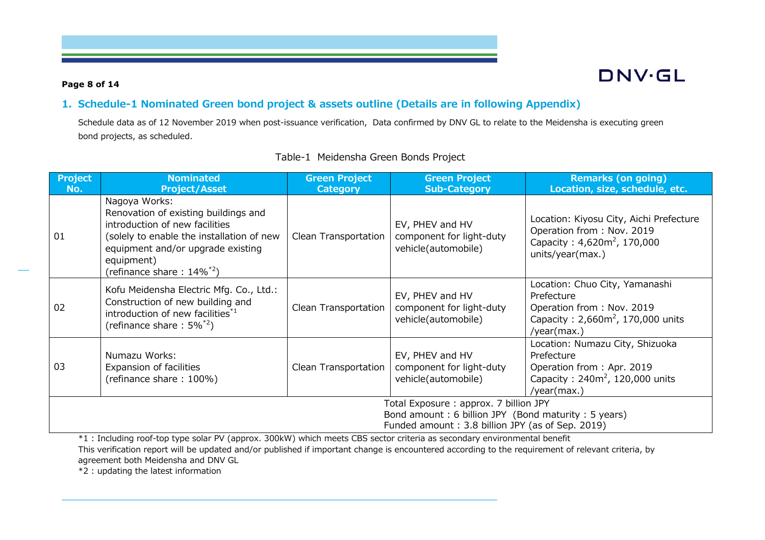## 1. Schedule-1 Nominated Green bond project & assets outline (Details are in following Appendix)

Schedule data as of 12 November 2019 when post-issuance verification, Data confirmed by DNV GL to relate to the Meidensha is executing green bond projects, as scheduled.

Table-1 Meidensha Green Bonds Project

| Project No. | Nominated Project/Asset | Green Project Category | Green Project Sub-Category | Remarks (on going) Location, size, schedule, etc. |
|---|---|---|---|---|
| 01 | Nagoya Works: Renovation of existing buildings and introduction of new facilities (solely to enable the installation of new equipment and/or upgrade existing equipment) (refinance share : 14%[*2]) | Clean Transportation | EV, PHEV and HV component for light-duty vehicle(automobile) | Location: Kiyosu City, Aichi Prefecture Operation from : Nov. 2019 Capacity : 4,620m$^2$, 170,000 units/year(max.) |
| 02 | Kofu Meidensha Electric Mfg. Co., Ltd.: Construction of new building and introduction of new facilities[*1] (refinance share : 5%[*2]) | Clean Transportation | EV, PHEV and HV component for light-duty vehicle(automobile) | Location: Chuo City, Yamanashi Prefecture Operation from : Nov. 2019 Capacity : 2,660m$^2$, 170,000 units /year(max.) |
| 03 | Numazu Works: Expansion of facilities (refinance share : 100%) | Clean Transportation | EV, PHEV and HV component for light-duty vehicle(automobile) | Location: Numazu City, Shizuoka Prefecture Operation from : Apr. 2019 Capacity : 240m$^2$, 120,000 units /year(max.) |
| Total Exposure : approx. 7 billion JPY<br>Bond amount : 6 billion JPY (Bond maturity : 5 years)<br>Funded amount : 3.8 billion JPY (as of Sep. 2019) | | | | |

*1 : Including roof-top type solar PV (approx. 300kW) which meets CBS sector criteria as secondary environmental benefit

This verification report will be updated and/or published if important change is encountered according to the requirement of relevant criteria, by agreement both Meidensha and DNV GL

*2 : updating the latest information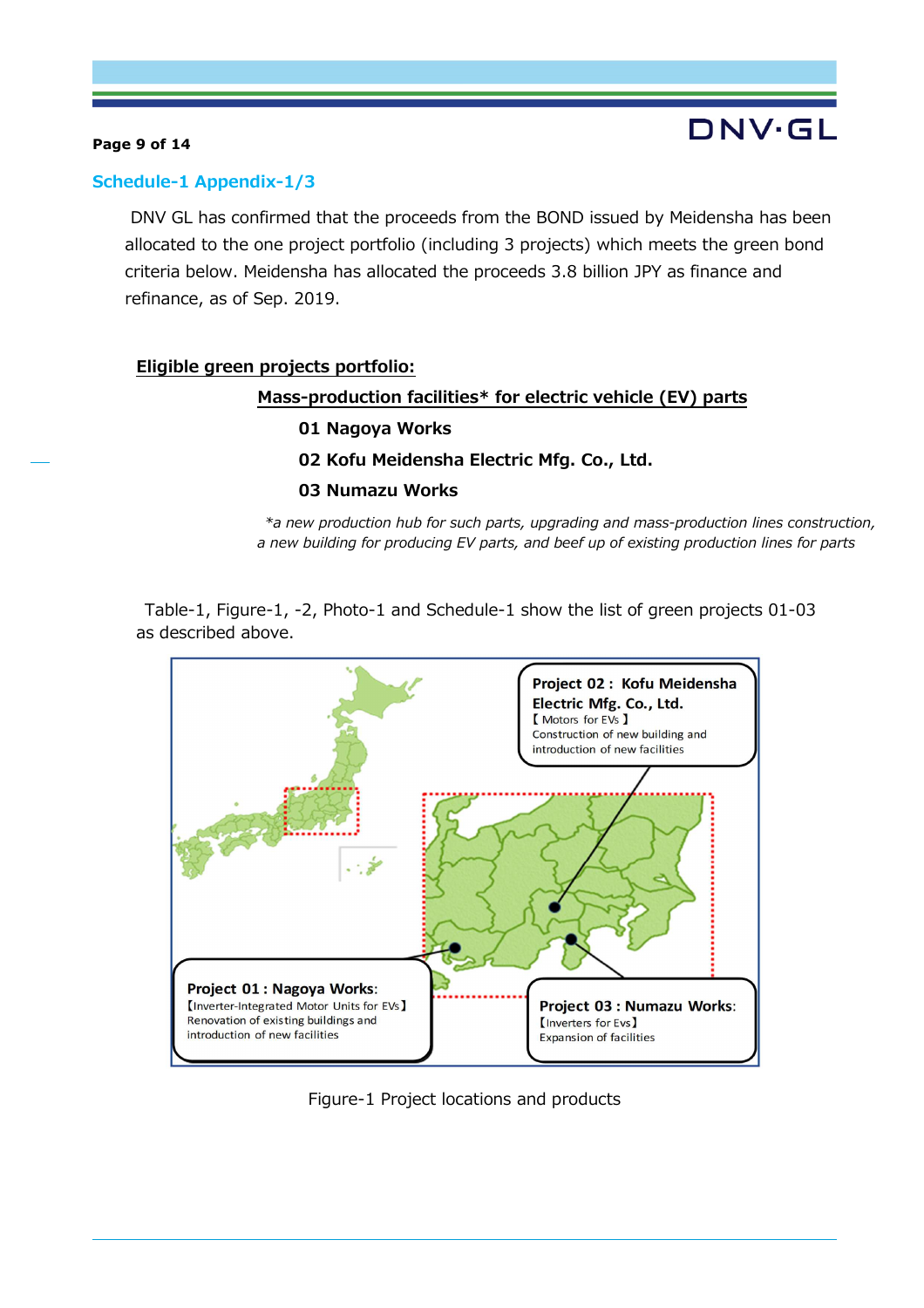## Schedule-1 Appendix-1/3

DNV GL has confirmed that the proceeds from the BOND issued by Meidensha has been allocated to the one project portfolio (including 3 projects) which meets the green bond criteria below. Meidensha has allocated the proceeds 3.8 billion JPY as finance and refinance, as of Sep. 2019.

**Eligible green projects portfolio:**

**Mass-production facilities* for electric vehicle (EV) parts**

**01 Nagoya Works**

**02 Kofu Meidensha Electric Mfg. Co., Ltd.**

**03 Numazu Works**

*\*a new production hub for such parts, upgrading and mass-production lines construction, a new building for producing EV parts, and beef up of existing production lines for parts*

Table-1, Figure-1, -2, Photo-1 and Schedule-1 show the list of green projects 01-03 as described above.

**Project 02 : Kofu Meidensha Electric Mfg. Co., Ltd.**
【 Motors for EVs 】
Construction of new building and introduction of new facilities

**Project 01 : Nagoya Works:**
【Inverter-Integrated Motor Units for EVs】
Renovation of existing buildings and introduction of new facilities

**Project 03 : Numazu Works:**
【Inverters for Evs】
Expansion of facilities

Figure-1 Project locations and products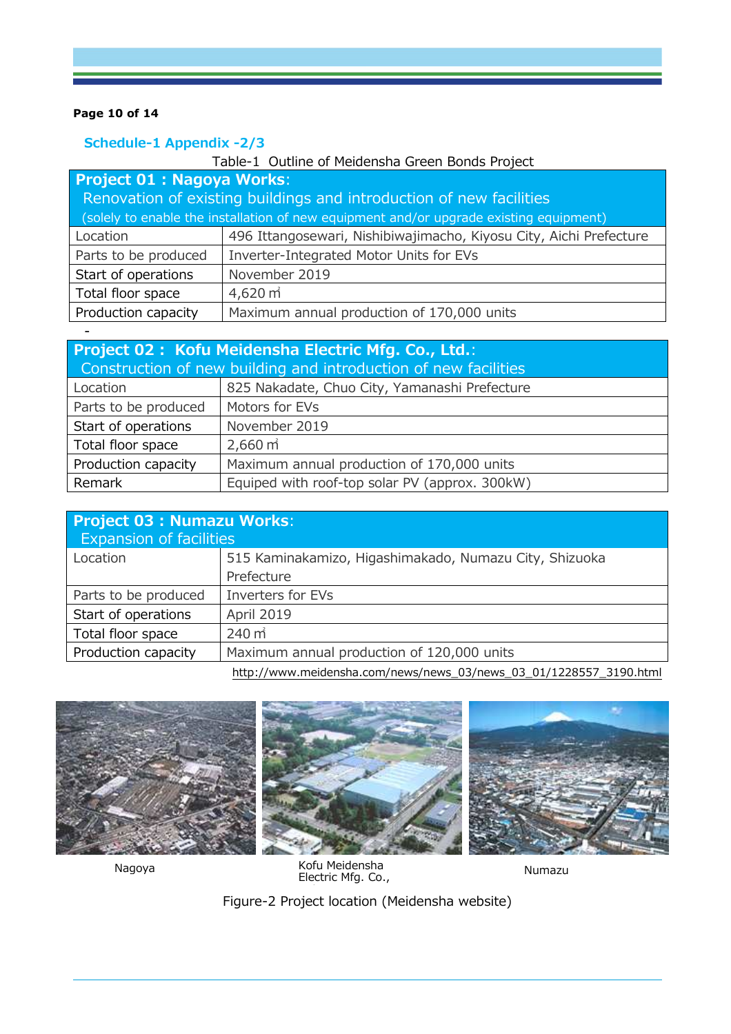## Schedule-1 Appendix -2/3

Table-1 Outline of Meidensha Green Bonds Project

| **Project 01 : Nagoya Works**: Renovation of existing buildings and introduction of new facilities (solely to enable the installation of new equipment and/or upgrade existing equipment) | |
|---|---|
| Location | 496 Ittangosewari, Nishibiwajimacho, Kiyosu City, Aichi Prefecture |
| Parts to be produced | Inverter-Integrated Motor Units for EVs |
| Start of operations | November 2019 |
| Total floor space | 4,620 ㎡ |
| Production capacity | Maximum annual production of 170,000 units |

| **Project 02 : Kofu Meidensha Electric Mfg. Co., Ltd.**: Construction of new building and introduction of new facilities | |
|---|---|
| Location | 825 Nakadate, Chuo City, Yamanashi Prefecture |
| Parts to be produced | Motors for EVs |
| Start of operations | November 2019 |
| Total floor space | 2,660 ㎡ |
| Production capacity | Maximum annual production of 170,000 units |
| Remark | Equiped with roof-top solar PV (approx. 300kW) |

| **Project 03 : Numazu Works**: Expansion of facilities | |
|---|---|
| Location | 515 Kaminakamizo, Higashimakado, Numazu City, Shizuoka Prefecture |
| Parts to be produced | Inverters for EVs |
| Start of operations | April 2019 |
| Total floor space | 240 ㎡ |
| Production capacity | Maximum annual production of 120,000 units |

http://www.meidensha.com/news/news_03/news_03_01/1228557_3190.html

Nagoya

Kofu Meidensha Electric Mfg. Co.,

Numazu

Figure-2 Project location (Meidensha website)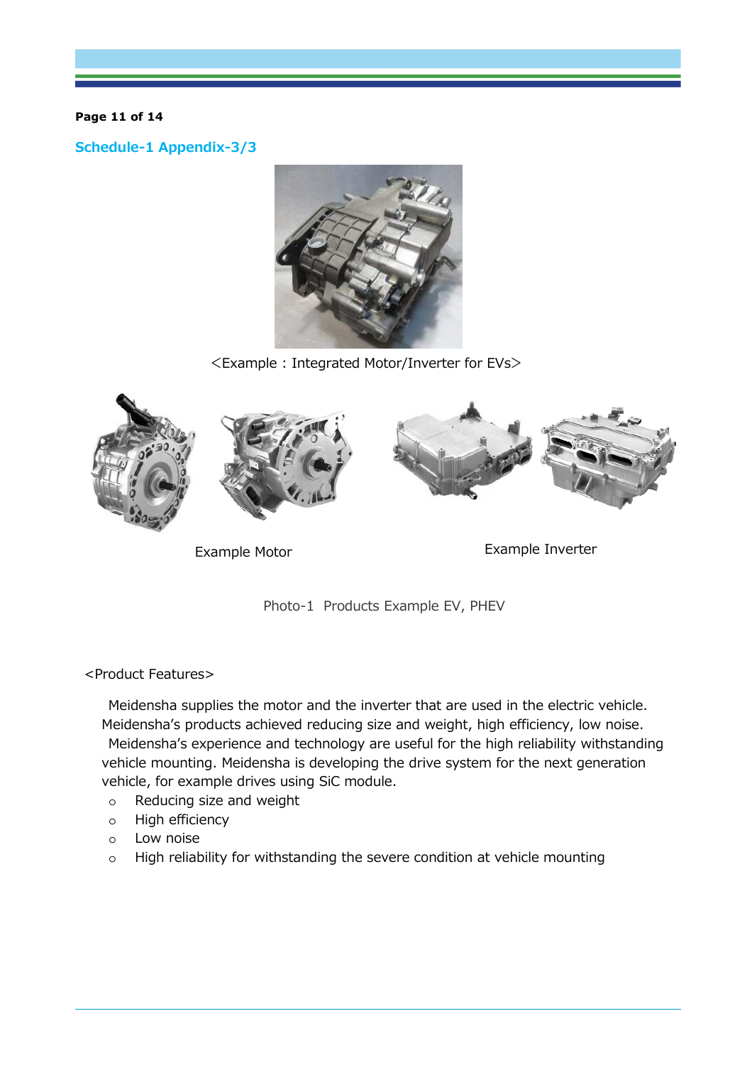## Schedule-1 Appendix-3/3

<Example : Integrated Motor/Inverter for EVs>

Example Motor

Example Inverter

Photo-1 Products Example EV, PHEV

<Product Features>

Meidensha supplies the motor and the inverter that are used in the electric vehicle. Meidensha's products achieved reducing size and weight, high efficiency, low noise.
Meidensha's experience and technology are useful for the high reliability withstanding vehicle mounting. Meidensha is developing the drive system for the next generation vehicle, for example drives using SiC module.

- Reducing size and weight
- High efficiency
- Low noise
- High reliability for withstanding the severe condition at vehicle mounting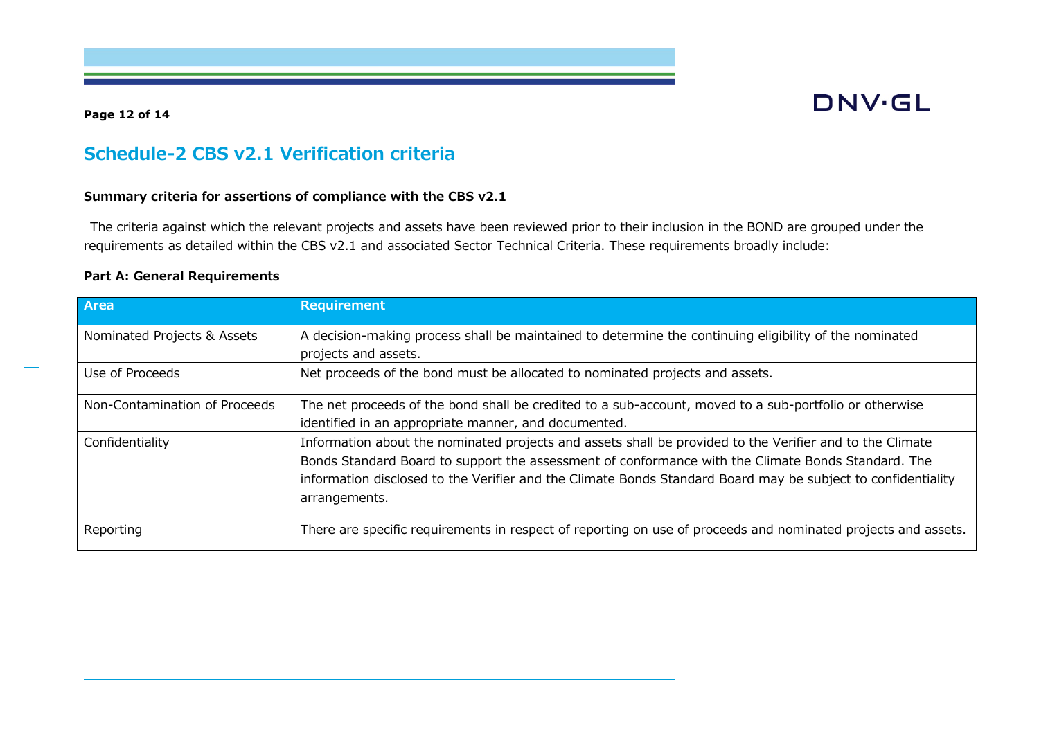## Schedule-2 CBS v2.1 Verification criteria

**Summary criteria for assertions of compliance with the CBS v2.1**

The criteria against which the relevant projects and assets have been reviewed prior to their inclusion in the BOND are grouped under the requirements as detailed within the CBS v2.1 and associated Sector Technical Criteria. These requirements broadly include:

**Part A: General Requirements**

| Area | Requirement |
|---|---|
| Nominated Projects & Assets | A decision-making process shall be maintained to determine the continuing eligibility of the nominated projects and assets. |
| Use of Proceeds | Net proceeds of the bond must be allocated to nominated projects and assets. |
| Non-Contamination of Proceeds | The net proceeds of the bond shall be credited to a sub-account, moved to a sub-portfolio or otherwise identified in an appropriate manner, and documented. |
| Confidentiality | Information about the nominated projects and assets shall be provided to the Verifier and to the Climate Bonds Standard Board to support the assessment of conformance with the Climate Bonds Standard. The information disclosed to the Verifier and the Climate Bonds Standard Board may be subject to confidentiality arrangements. |
| Reporting | There are specific requirements in respect of reporting on use of proceeds and nominated projects and assets. |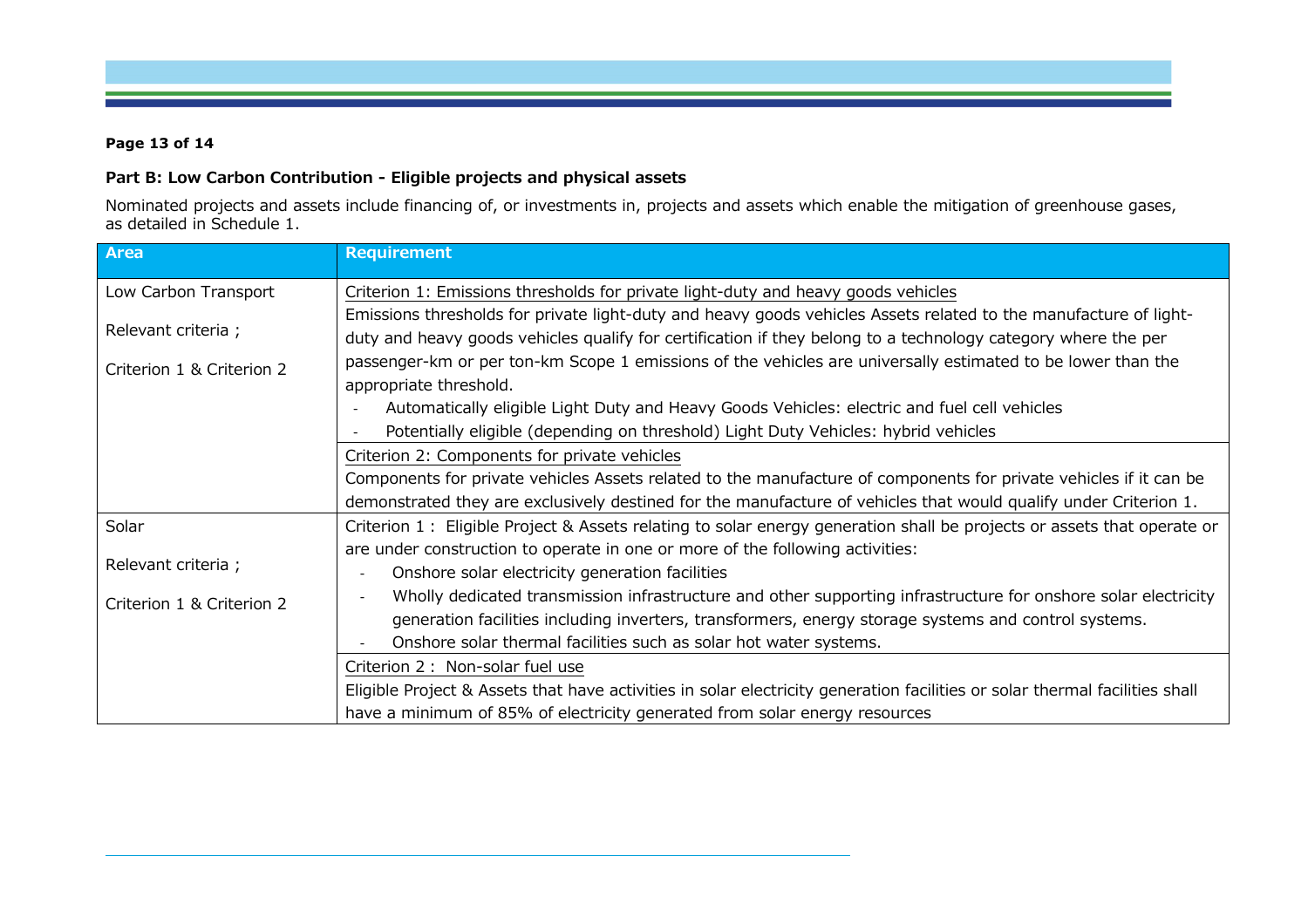## Part B: Low Carbon Contribution - Eligible projects and physical assets

Nominated projects and assets include financing of, or investments in, projects and assets which enable the mitigation of greenhouse gases, as detailed in Schedule 1.

| Area | Requirement |
|---|---|
| Low Carbon Transport<br><br>Relevant criteria ;<br><br>Criterion 1 & Criterion 2 | Criterion 1: Emissions thresholds for private light-duty and heavy goods vehicles<br>Emissions thresholds for private light-duty and heavy goods vehicles Assets related to the manufacture of light-duty and heavy goods vehicles qualify for certification if they belong to a technology category where the per passenger-km or per ton-km Scope 1 emissions of the vehicles are universally estimated to be lower than the appropriate threshold.<br>- Automatically eligible Light Duty and Heavy Goods Vehicles: electric and fuel cell vehicles<br>- Potentially eligible (depending on threshold) Light Duty Vehicles: hybrid vehicles |
| | Criterion 2: Components for private vehicles<br>Components for private vehicles Assets related to the manufacture of components for private vehicles if it can be demonstrated they are exclusively destined for the manufacture of vehicles that would qualify under Criterion 1. |
| Solar<br><br>Relevant criteria ;<br><br>Criterion 1 & Criterion 2 | Criterion 1 : Eligible Project & Assets relating to solar energy generation shall be projects or assets that operate or are under construction to operate in one or more of the following activities:<br>- Onshore solar electricity generation facilities<br>- Wholly dedicated transmission infrastructure and other supporting infrastructure for onshore solar electricity generation facilities including inverters, transformers, energy storage systems and control systems.<br>- Onshore solar thermal facilities such as solar hot water systems. |
| | Criterion 2 : Non-solar fuel use<br>Eligible Project & Assets that have activities in solar electricity generation facilities or solar thermal facilities shall have a minimum of 85% of electricity generated from solar energy resources |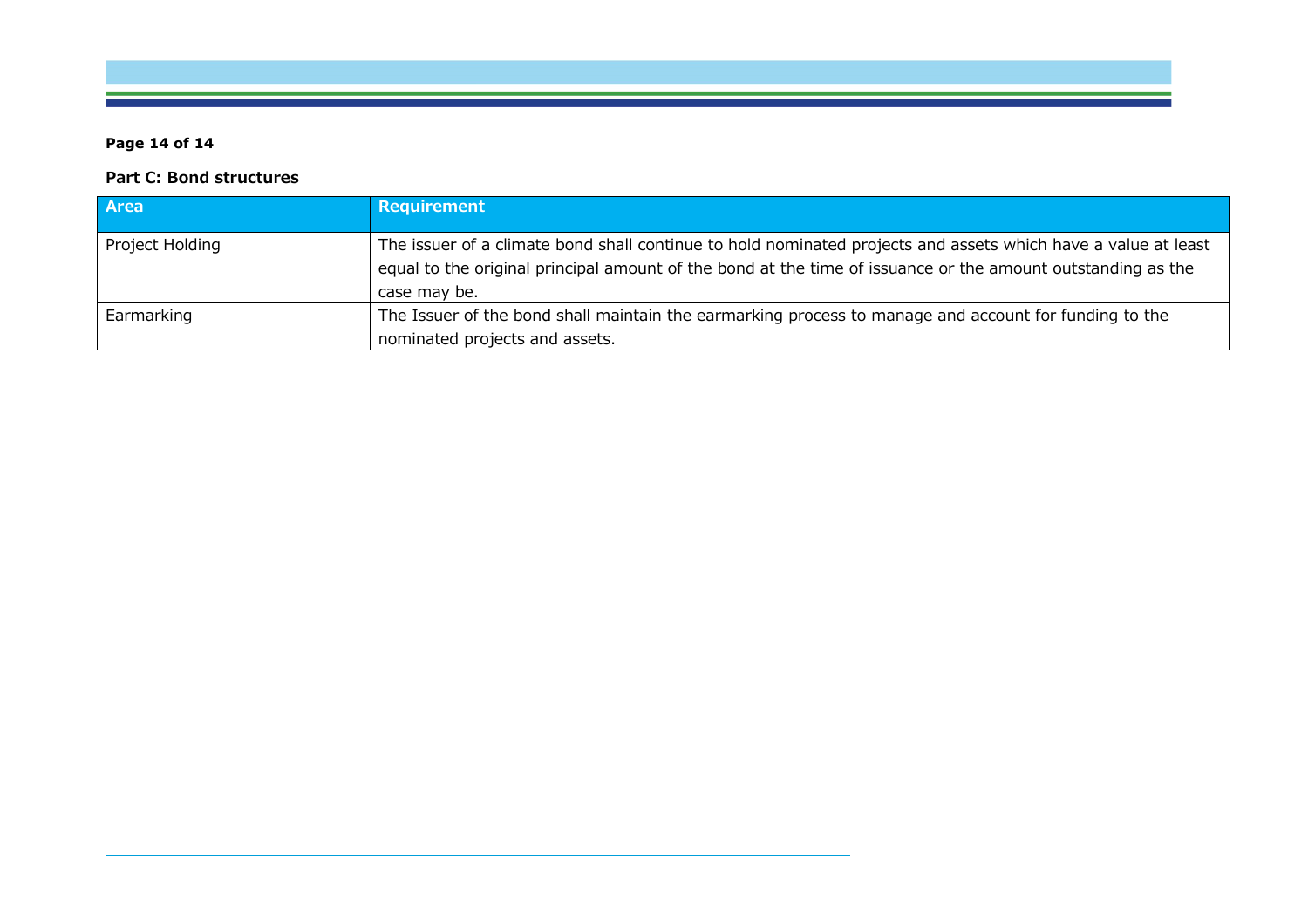**Part C: Bond structures**

| Area | Requirement |
|---|---|
| Project Holding | The issuer of a climate bond shall continue to hold nominated projects and assets which have a value at least equal to the original principal amount of the bond at the time of issuance or the amount outstanding as the case may be. |
| Earmarking | The Issuer of the bond shall maintain the earmarking process to manage and account for funding to the nominated projects and assets. |